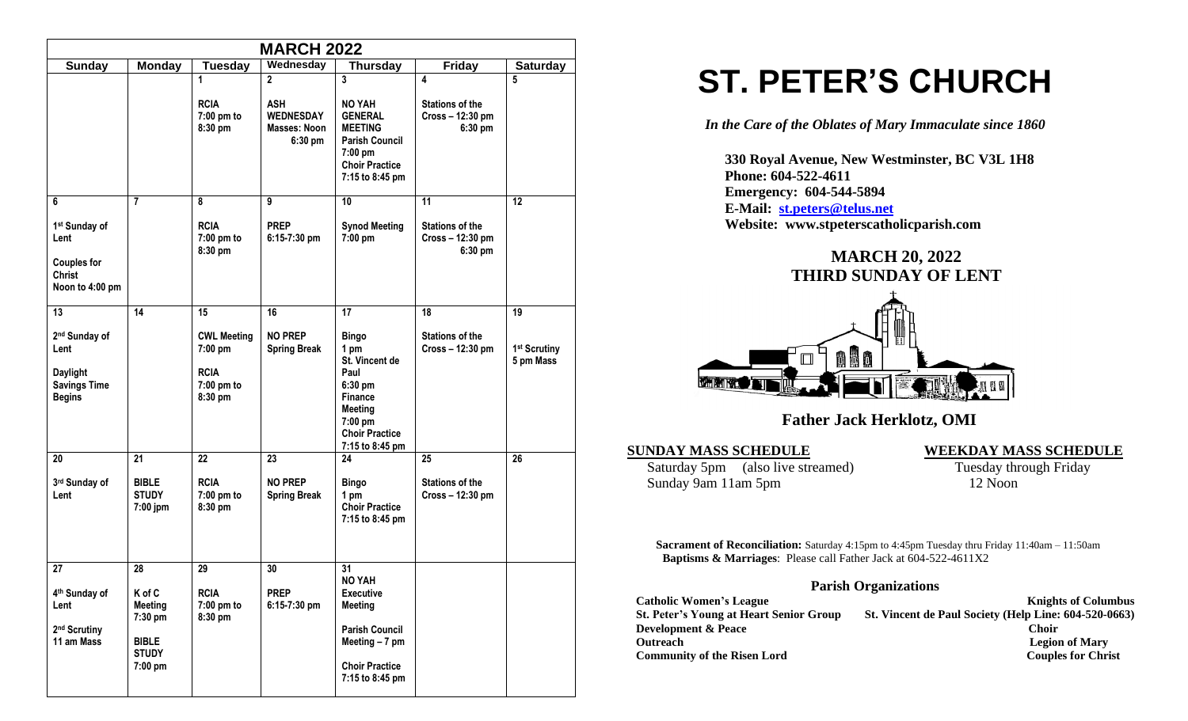| MARCH 2022 | | | | | | |
|---|---|---|---|---|---|---|
| **Sunday** | **Monday** | **Tuesday** | **Wednesday** | **Thursday** | **Friday** | **Saturday** |
| | | 1<br><br>RCIA<br>7:00 pm to 8:30 pm | 2<br><br>ASH WEDNESDAY<br>Masses: Noon 6:30 pm | 3<br><br>NO YAH GENERAL MEETING<br>Parish Council 7:00 pm<br>Choir Practice 7:15 to 8:45 pm | 4<br><br>Stations of the Cross – 12:30 pm 6:30 pm | 5 |
| 6<br><br>1st Sunday of Lent<br><br>Couples for Christ Noon to 4:00 pm | 7 | 8<br><br>RCIA<br>7:00 pm to 8:30 pm | 9<br><br>PREP<br>6:15-7:30 pm | 10<br><br>Synod Meeting 7:00 pm | 11<br><br>Stations of the Cross – 12:30 pm 6:30 pm | 12 |
| 13<br><br>2nd Sunday of Lent<br><br>Daylight Savings Time Begins | 14 | 15<br><br>CWL Meeting 7:00 pm<br><br>RCIA<br>7:00 pm to 8:30 pm | 16<br><br>NO PREP<br>Spring Break | 17<br><br>Bingo<br>1 pm<br>St. Vincent de Paul<br>6:30 pm<br>Finance Meeting<br>7:00 pm<br>Choir Practice 7:15 to 8:45 pm | 18<br><br>Stations of the Cross – 12:30 pm | 19<br><br>1st Scrutiny<br>5 pm Mass |
| 20<br><br>3rd Sunday of Lent | 21<br><br>BIBLE STUDY<br>7:00 jpm | 22<br><br>RCIA<br>7:00 pm to 8:30 pm | 23<br><br>NO PREP<br>Spring Break | 24<br><br>Bingo<br>1 pm<br>Choir Practice 7:15 to 8:45 pm | 25<br><br>Stations of the Cross – 12:30 pm | 26 |
| 27<br><br>4th Sunday of Lent<br><br>2nd Scrutiny<br>11 am Mass | 28<br><br>K of C Meeting<br>7:30 pm<br><br>BIBLE STUDY<br>7:00 pm | 29<br><br>RCIA<br>7:00 pm to 8:30 pm | 30<br><br>PREP<br>6:15-7:30 pm | 31<br>NO YAH Executive Meeting<br><br>Parish Council Meeting – 7 pm<br><br>Choir Practice 7:15 to 8:45 pm | | |

# ST. PETER'S CHURCH

*In the Care of the Oblates of Mary Immaculate since 1860*

**330 Royal Avenue, New Westminster, BC V3L 1H8**
**Phone: 604-522-4611**
**Emergency: 604-544-5894**
**E-Mail: st.peters@telus.net**
**Website: www.stpeterscatholicparish.com**

## MARCH 20, 2022
## THIRD SUNDAY OF LENT

**Father Jack Herklotz, OMI**

**SUNDAY MASS SCHEDULE**

Saturday 5pm (also live streamed)
Sunday 9am 11am 5pm

**WEEKDAY MASS SCHEDULE**

Tuesday through Friday
12 Noon

**Sacrament of Reconciliation:** Saturday 4:15pm to 4:45pm Tuesday thru Friday 11:40am – 11:50am
**Baptisms & Marriages**: Please call Father Jack at 604-522-4611X2

### Parish Organizations

**Catholic Women's League**
**Knights of Columbus**
**St. Peter's Young at Heart Senior Group**
**St. Vincent de Paul Society (Help Line: 604-520-0663)**
**Development & Peace**
**Choir**
**Outreach**
**Legion of Mary**
**Community of the Risen Lord**
**Couples for Christ**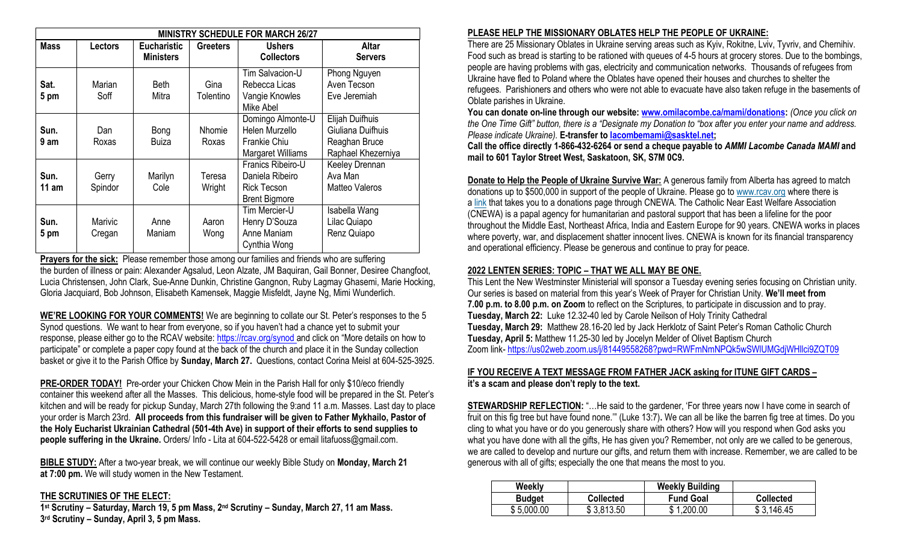| MINISTRY SCHEDULE FOR MARCH 26/27 | | | | | |
|---|---|---|---|---|---|
| **Mass** | **Lectors** | **Eucharistic Ministers** | **Greeters** | **Ushers Collectors** | **Altar Servers** |
| Sat. 5 pm | Marian Soff | Beth Mitra | Gina Tolentino | Tim Salvacion-U Rebecca Licas Vangie Knowles Mike Abel | Phong Nguyen Aven Tecson Eve Jeremiah |
| Sun. 9 am | Dan Roxas | Bong Buiza | Nhomie Roxas | Domingo Almonte-U Helen Murzello Frankie Chiu Margaret Williams | Elijah Duifhuis Giuliana Duifhuis Reaghan Bruce Raphael Khezerniya |
| Sun. 11 am | Gerry Spindor | Marilyn Cole | Teresa Wright | Francis Ribeiro-U Daniela Ribeiro Rick Tecson Brent Bigmore | Keeley Drennan Ava Man Matteo Valeros |
| Sun. 5 pm | Marivic Cregan | Anne Maniam | Aaron Wong | Tim Mercier-U Henry D'Souza Anne Maniam Cynthia Wong | Isabella Wang Lilac Quiapo Renz Quiapo |

**Prayers for the sick:** Please remember those among our families and friends who are suffering the burden of illness or pain: Alexander Agsalud, Leon Alzate, JM Baquiran, Gail Bonner, Desiree Changfoot, Lucia Christensen, John Clark, Sue-Anne Dunkin, Christine Gangnon, Ruby Lagmay Ghasemi, Marie Hocking, Gloria Jacquiard, Bob Johnson, Elisabeth Kamensek, Maggie Misfeldt, Jayne Ng, Mimi Wunderlich.

**WE'RE LOOKING FOR YOUR COMMENTS!** We are beginning to collate our St. Peter's responses to the 5 Synod questions. We want to hear from everyone, so if you haven't had a chance yet to submit your response, please either go to the RCAV website: https://rcav.org/synod and click on "More details on how to participate" or complete a paper copy found at the back of the church and place it in the Sunday collection basket or give it to the Parish Office by **Sunday, March 27.** Questions, contact Corina Meisl at 604-525-3925.

**PRE-ORDER TODAY!** Pre-order your Chicken Chow Mein in the Parish Hall for only $10/eco friendly container this weekend after all the Masses. This delicious, home-style food will be prepared in the St. Peter's kitchen and will be ready for pickup Sunday, March 27th following the 9:and 11 a.m. Masses. Last day to place your order is March 23rd. **All proceeds from this fundraiser will be given to Father Mykhailo, Pastor of the Holy Eucharist Ukrainian Cathedral (501-4th Ave) in support of their efforts to send supplies to people suffering in the Ukraine.** Orders/ Info - Lita at 604-522-5428 or email litafuoss@gmail.com.

**BIBLE STUDY:** After a two-year break, we will continue our weekly Bible Study on **Monday, March 21 at 7:00 pm.** We will study women in the New Testament.

**THE SCRUTINIES OF THE ELECT:**

**1st Scrutiny – Saturday, March 19, 5 pm Mass, 2nd Scrutiny – Sunday, March 27, 11 am Mass.**
**3rd Scrutiny – Sunday, April 3, 5 pm Mass.**

**PLEASE HELP THE MISSIONARY OBLATES HELP THE PEOPLE OF UKRAINE:**

There are 25 Missionary Oblates in Ukraine serving areas such as Kyiv, Rokitne, Lviv, Tyvriv, and Chernihiv. Food such as bread is starting to be rationed with queues of 4-5 hours at grocery stores. Due to the bombings, people are having problems with gas, electricity and communication networks. Thousands of refugees from Ukraine have fled to Poland where the Oblates have opened their houses and churches to shelter the refugees. Parishioners and others who were not able to evacuate have also taken refuge in the basements of Oblate parishes in Ukraine.

**You can donate on-line through our website: www.omilacombe.ca/mami/donations:** *(Once you click on the One Time Gift" button, there is a "Designate my Donation to "box after you enter your name and address. Please indicate Ukraine).* **E-transfer to lacombemami@sasktel.net;**
**Call the office directly 1-866-432-6264 or send a cheque payable to** ***AMMI Lacombe Canada MAMI*** **and mail to 601 Taylor Street West, Saskatoon, SK, S7M 0C9.**

**Donate to Help the People of Ukraine Survive War:** A generous family from Alberta has agreed to match donations up to $500,000 in support of the people of Ukraine. Please go to www.rcav.org where there is a link that takes you to a donations page through CNEWA. The Catholic Near East Welfare Association (CNEWA) is a papal agency for humanitarian and pastoral support that has been a lifeline for the poor throughout the Middle East, Northeast Africa, India and Eastern Europe for 90 years. CNEWA works in places where poverty, war, and displacement shatter innocent lives. CNEWA is known for its financial transparency and operational efficiency. Please be generous and continue to pray for peace.

**2022 LENTEN SERIES: TOPIC – THAT WE ALL MAY BE ONE.**

This Lent the New Westminster Ministerial will sponsor a Tuesday evening series focusing on Christian unity. Our series is based on material from this year's Week of Prayer for Christian Unity. **We'll meet from 7.00 p.m. to 8.00 p.m. on Zoom** to reflect on the Scriptures, to participate in discussion and to pray.
**Tuesday, March 22:** Luke 12.32-40 led by Carole Neilson of Holy Trinity Cathedral
**Tuesday, March 29:** Matthew 28.16-20 led by Jack Herklotz of Saint Peter's Roman Catholic Church
**Tuesday, April 5:** Matthew 11.25-30 led by Jocelyn Melder of Olivet Baptism Church
Zoom link- https://us02web.zoom.us/j/81449558268?pwd=RWFmNmNPQk5wSWlUMGdjWHllci9ZQT09

**IF YOU RECEIVE A TEXT MESSAGE FROM FATHER JACK asking for ITUNE GIFT CARDS – it's a scam and please don't reply to the text.**

**STEWARDSHIP REFLECTION:** "…He said to the gardener, 'For three years now I have come in search of fruit on this fig tree but have found none.'" (Luke 13:7). We can all be like the barren fig tree at times. Do you cling to what you have or do you generously share with others? How will you respond when God asks you what you have done with all the gifts, He has given you? Remember, not only are we called to be generous, we are called to develop and nurture our gifts, and return them with increase. Remember, we are called to be generous with all of gifts; especially the one that means the most to you.

| Weekly Budget | Collected | Weekly Building Fund Goal | Collected |
|---|---|---|---|
| $ 5,000.00 | $ 3,813.50 | $ 1,200.00 | $ 3,146.45 |